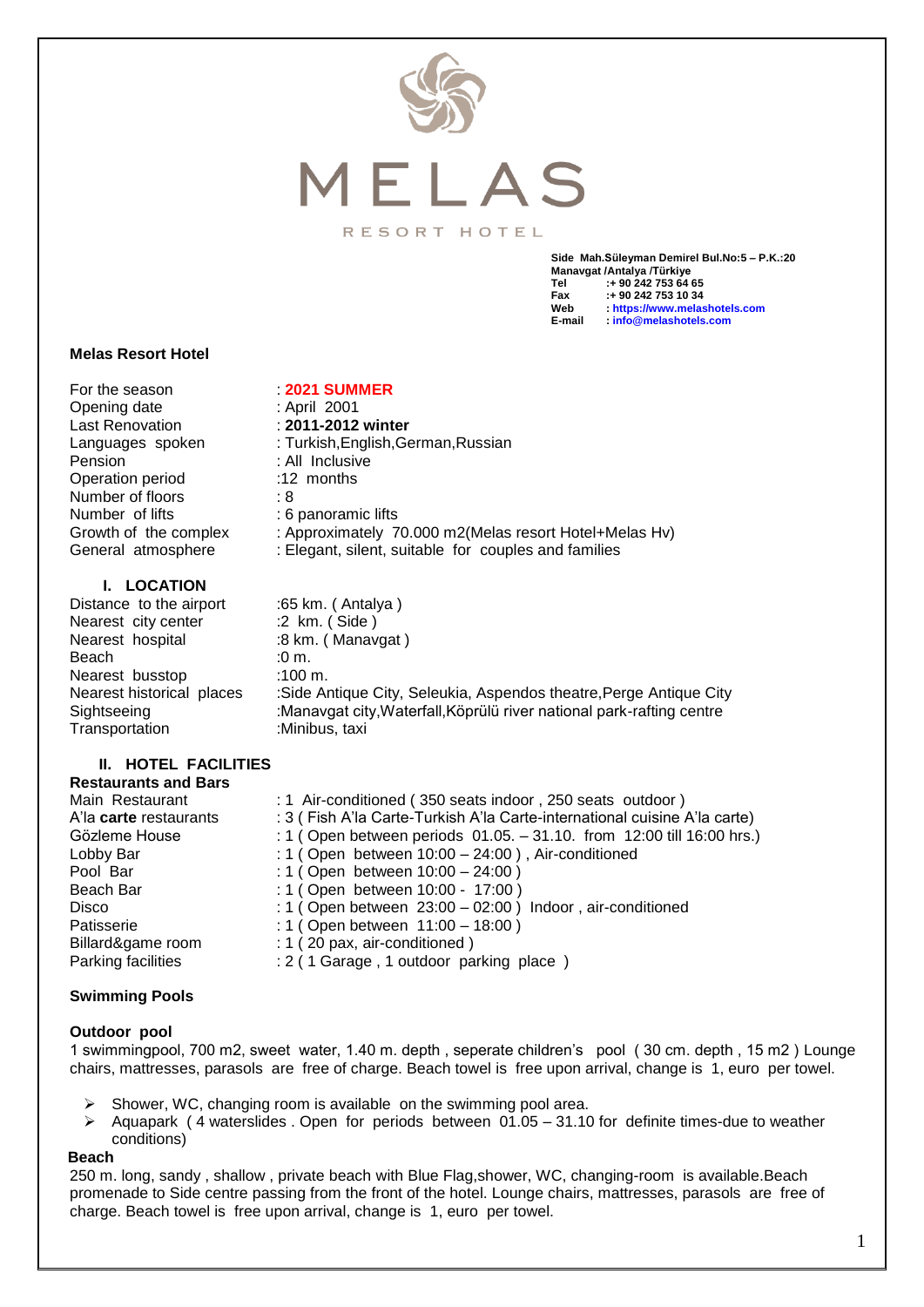# MELAS

RESORT HOTEL

**Side Mah.Süleyman Demirel Bul.No:5 – P.K.:20**
**Manavgat /Antalya /Türkiye**
**Tel :+ 90 242 753 64 65**
**Fax :+ 90 242 753 10 34**
**Web : https://www.melashotels.com**
**E-mail : info@melashotels.com**

**Melas Resort Hotel**

| | |
|---|---|
| For the season | : **2021 SUMMER** |
| Opening date | : April 2001 |
| Last Renovation | : **2011-2012 winter** |
| Languages spoken | : Turkish,English,German,Russian |
| Pension | : All Inclusive |
| Operation period | :12 months |
| Number of floors | : 8 |
| Number of lifts | : 6 panoramic lifts |
| Growth of the complex | : Approximately 70.000 m2(Melas resort Hotel+Melas Hv) |
| General atmosphere | : Elegant, silent, suitable for couples and families |

## I. LOCATION

| | |
|---|---|
| Distance to the airport | :65 km. ( Antalya ) |
| Nearest city center | :2 km. ( Side ) |
| Nearest hospital | :8 km. ( Manavgat ) |
| Beach | :0 m. |
| Nearest busstop | :100 m. |
| Nearest historical places | :Side Antique City, Seleukia, Aspendos theatre,Perge Antique City |
| Sightseeing | :Manavgat city,Waterfall,Köprülü river national park-rafting centre |
| Transportation | :Minibus, taxi |

## II. HOTEL FACILITIES

### Restaurants and Bars

| | |
|---|---|
| Main Restaurant | : 1 Air-conditioned ( 350 seats indoor , 250 seats outdoor ) |
| A'la **carte** restaurants | : 3 ( Fish A'la Carte-Turkish A'la Carte-international cuisine A'la carte) |
| Gözleme House | : 1 ( Open between periods 01.05. – 31.10. from 12:00 till 16:00 hrs.) |
| Lobby Bar | : 1 ( Open between 10:00 – 24:00 ) , Air-conditioned |
| Pool Bar | : 1 ( Open between 10:00 – 24:00 ) |
| Beach Bar | : 1 ( Open between 10:00 - 17:00 ) |
| Disco | : 1 ( Open between 23:00 – 02:00 ) Indoor , air-conditioned |
| Patisserie | : 1 ( Open between 11:00 – 18:00 ) |
| Billard&game room | : 1 ( 20 pax, air-conditioned ) |
| Parking facilities | : 2 ( 1 Garage , 1 outdoor parking place ) |

### Swimming Pools

**Outdoor pool**

1 swimmingpool, 700 m2, sweet water, 1.40 m. depth , seperate children's pool ( 30 cm. depth , 15 m2 ) Lounge chairs, mattresses, parasols are free of charge. Beach towel is free upon arrival, change is 1, euro per towel.

- Shower, WC, changing room is available on the swimming pool area.
- Aquapark ( 4 waterslides . Open for periods between 01.05 – 31.10 for definite times-due to weather conditions)

**Beach**

250 m. long, sandy , shallow , private beach with Blue Flag,shower, WC, changing-room is available.Beach promenade to Side centre passing from the front of the hotel. Lounge chairs, mattresses, parasols are free of charge. Beach towel is free upon arrival, change is 1, euro per towel.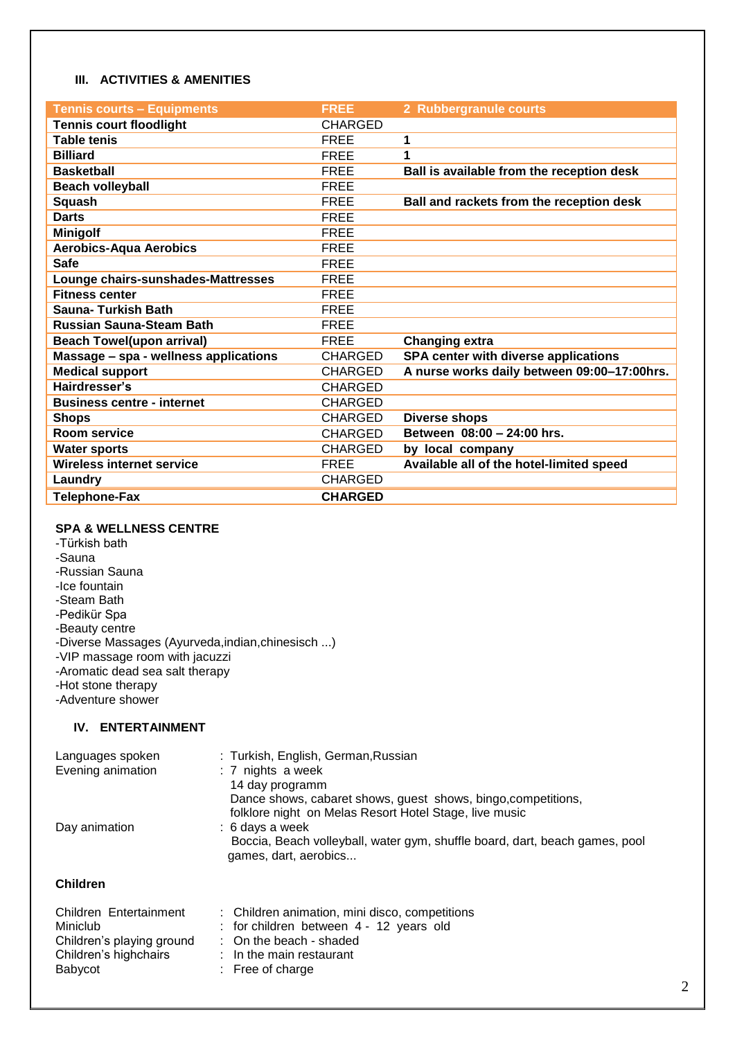### III. ACTIVITIES & AMENITIES

| Tennis courts – Equipments | FREE | 2 Rubbergranule courts |
|---|---|---|
| **Tennis court floodlight** | CHARGED | |
| **Table tenis** | FREE | **1** |
| **Billiard** | FREE | **1** |
| **Basketball** | FREE | **Ball is available from the reception desk** |
| **Beach volleyball** | FREE | |
| **Squash** | FREE | **Ball and rackets from the reception desk** |
| **Darts** | FREE | |
| **Minigolf** | FREE | |
| **Aerobics-Aqua Aerobics** | FREE | |
| **Safe** | FREE | |
| **Lounge chairs-sunshades-Mattresses** | FREE | |
| **Fitness center** | FREE | |
| **Sauna- Turkish Bath** | FREE | |
| **Russian Sauna-Steam Bath** | FREE | |
| **Beach Towel(upon arrival)** | FREE | **Changing extra** |
| **Massage – spa - wellness applications** | CHARGED | **SPA center with diverse applications** |
| **Medical support** | CHARGED | **A nurse works daily between 09:00–17:00hrs.** |
| **Hairdresser's** | CHARGED | |
| **Business centre - internet** | CHARGED | |
| **Shops** | CHARGED | **Diverse shops** |
| **Room service** | CHARGED | **Between 08:00 – 24:00 hrs.** |
| **Water sports** | CHARGED | **by local company** |
| **Wireless internet service** | FREE | **Available all of the hotel-limited speed** |
| **Laundry** | CHARGED | |
| **Telephone-Fax** | **CHARGED** | |

**SPA & WELLNESS CENTRE**

-Türkish bath
-Sauna
-Russian Sauna
-Ice fountain
-Steam Bath
-Pedikür Spa
-Beauty centre
-Diverse Massages (Ayurveda,indian,chinesisch ...)
-VIP massage room with jacuzzi
-Aromatic dead sea salt therapy
-Hot stone therapy
-Adventure shower

### IV. ENTERTAINMENT

Languages spoken : Turkish, English, German,Russian

Evening animation : 7 nights a week
14 day programm
Dance shows, cabaret shows, guest shows, bingo,competitions,
folklore night on Melas Resort Hotel Stage, live music

Day animation : 6 days a week
Boccia, Beach volleyball, water gym, shuffle board, dart, beach games, pool games, dart, aerobics...

**Children**

Children Entertainment : Children animation, mini disco, competitions
Miniclub : for children between 4 - 12 years old
Children's playing ground : On the beach - shaded
Children's highchairs : In the main restaurant
Babycot : Free of charge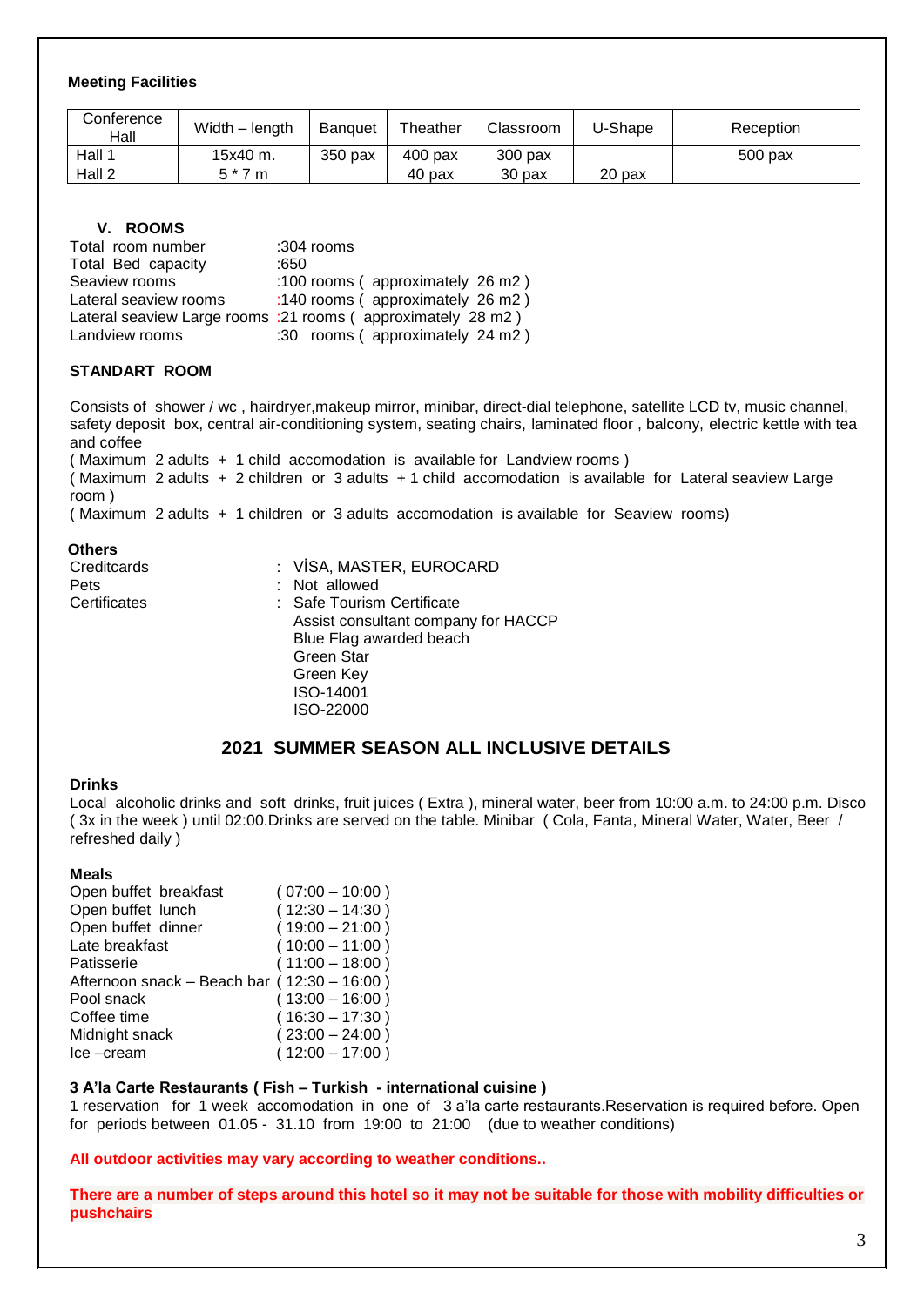**Meeting Facilities**

| Conference Hall | Width – length | Banquet | Theather | Classroom | U-Shape | Reception |
|---|---|---|---|---|---|---|
| Hall 1 | 15x40 m. | 350 pax | 400 pax | 300 pax | | 500 pax |
| Hall 2 | 5 * 7 m | | 40 pax | 30 pax | 20 pax | |

## V. ROOMS

Total room number :304 rooms
Total Bed capacity :650
Seaview rooms :100 rooms ( approximately 26 m2 )
Lateral seaview rooms :140 rooms ( approximately 26 m2 )
Lateral seaview Large rooms :21 rooms ( approximately 28 m2 )
Landview rooms :30 rooms ( approximately 24 m2 )

**STANDART ROOM**

Consists of shower / wc , hairdryer,makeup mirror, minibar, direct-dial telephone, satellite LCD tv, music channel, safety deposit box, central air-conditioning system, seating chairs, laminated floor , balcony, electric kettle with tea and coffee

( Maximum 2 adults + 1 child accomodation is available for Landview rooms )
( Maximum 2 adults + 2 children or 3 adults + 1 child accomodation is available for Lateral seaview Large room )
( Maximum 2 adults + 1 children or 3 adults accomodation is available for Seaview rooms)

**Others**

Creditcards : VİSA, MASTER, EUROCARD
Pets : Not allowed
Certificates : Safe Tourism Certificate
Assist consultant company for HACCP
Blue Flag awarded beach
Green Star
Green Key
ISO-14001
ISO-22000

## 2021 SUMMER SEASON ALL INCLUSIVE DETAILS

**Drinks**

Local alcoholic drinks and soft drinks, fruit juices ( Extra ), mineral water, beer from 10:00 a.m. to 24:00 p.m. Disco ( 3x in the week ) until 02:00.Drinks are served on the table. Minibar ( Cola, Fanta, Mineral Water, Water, Beer / refreshed daily )

**Meals**

Open buffet breakfast ( 07:00 – 10:00 )
Open buffet lunch ( 12:30 – 14:30 )
Open buffet dinner ( 19:00 – 21:00 )
Late breakfast ( 10:00 – 11:00 )
Patisserie ( 11:00 – 18:00 )
Afternoon snack – Beach bar ( 12:30 – 16:00 )
Pool snack ( 13:00 – 16:00 )
Coffee time ( 16:30 – 17:30 )
Midnight snack ( 23:00 – 24:00 )
Ice –cream ( 12:00 – 17:00 )

**3 A'la Carte Restaurants ( Fish – Turkish - international cuisine )**

1 reservation for 1 week accomodation in one of 3 a'la carte restaurants.Reservation is required before. Open for periods between 01.05 - 31.10 from 19:00 to 21:00 (due to weather conditions)

**All outdoor activities may vary according to weather conditions..**

**There are a number of steps around this hotel so it may not be suitable for those with mobility difficulties or pushchairs**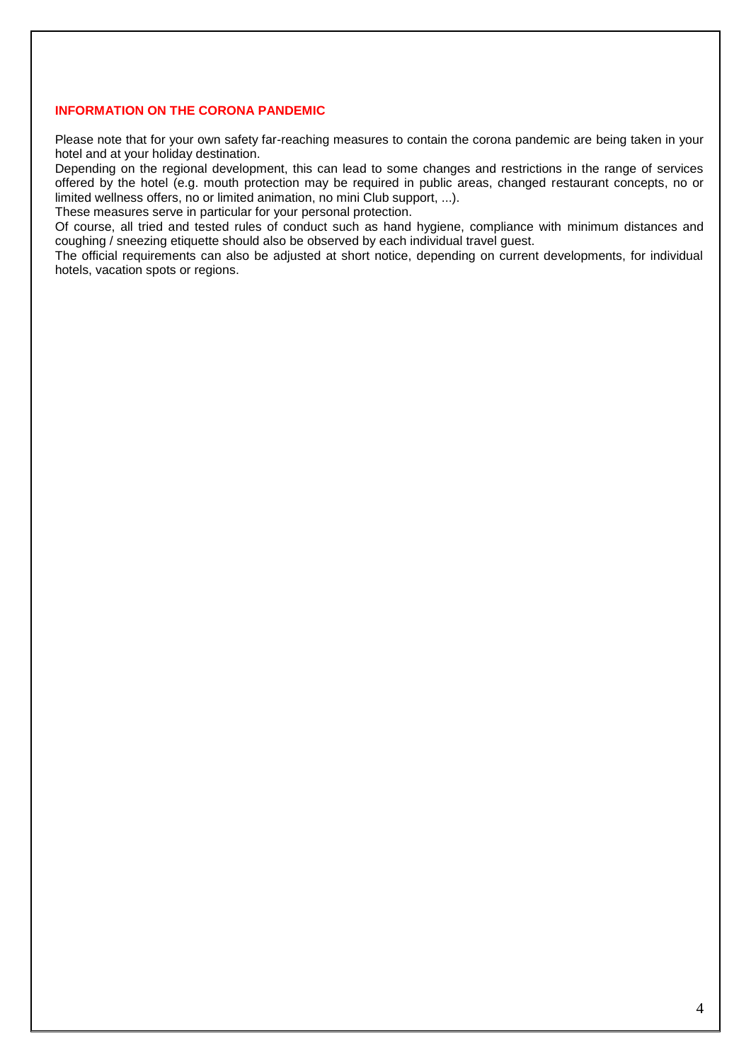## INFORMATION ON THE CORONA PANDEMIC

Please note that for your own safety far-reaching measures to contain the corona pandemic are being taken in your hotel and at your holiday destination.
Depending on the regional development, this can lead to some changes and restrictions in the range of services offered by the hotel (e.g. mouth protection may be required in public areas, changed restaurant concepts, no or limited wellness offers, no or limited animation, no mini Club support, ...).
These measures serve in particular for your personal protection.
Of course, all tried and tested rules of conduct such as hand hygiene, compliance with minimum distances and coughing / sneezing etiquette should also be observed by each individual travel guest.
The official requirements can also be adjusted at short notice, depending on current developments, for individual hotels, vacation spots or regions.